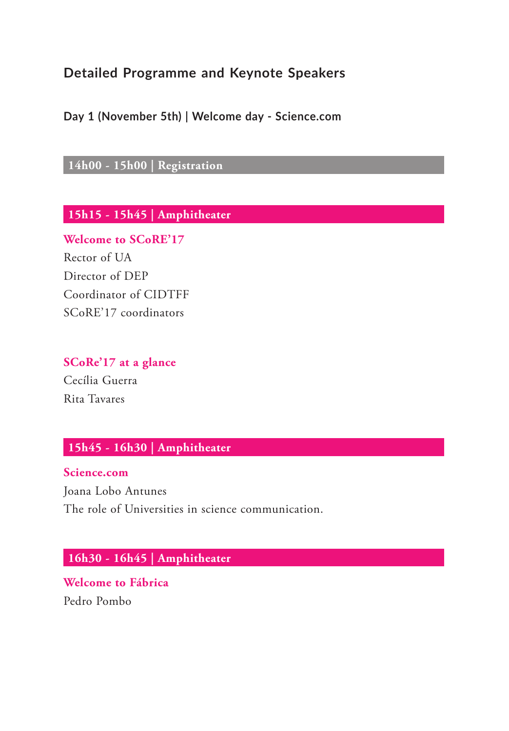## Detailed Programme and Keynote Speakers

### Day 1 (November 5th) | Welcome day - Science.com

**14h00 - 15h00 | Registration**

**15h15 - 15h45 | Amphitheater**

**Welcome to SCoRE'17**

Rector of UA

Director of DEP

Coordinator of CIDTFF

SCoRE'17 coordinators

**SCoRe'17 at a glance**

Cecília Guerra

Rita Tavares

**15h45 - 16h30 | Amphitheater**

**Science.com**

Joana Lobo Antunes

The role of Universities in science communication.

**16h30 - 16h45 | Amphitheater**

**Welcome to Fábrica**

Pedro Pombo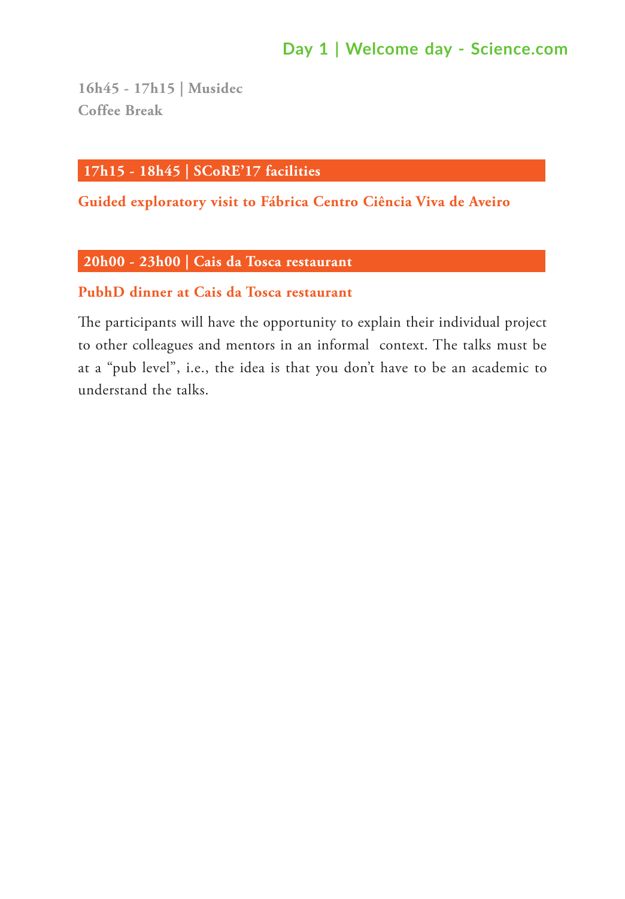## Day 1 | Welcome day - Science.com

**16h45 - 17h15 | Musidec**
**Coffee Break**

### 17h15 - 18h45 | SCoRE'17 facilities

**Guided exploratory visit to Fábrica Centro Ciência Viva de Aveiro**

### 20h00 - 23h00 | Cais da Tosca restaurant

**PubhD dinner at Cais da Tosca restaurant**

The participants will have the opportunity to explain their individual project to other colleagues and mentors in an informal context. The talks must be at a "pub level", i.e., the idea is that you don't have to be an academic to understand the talks.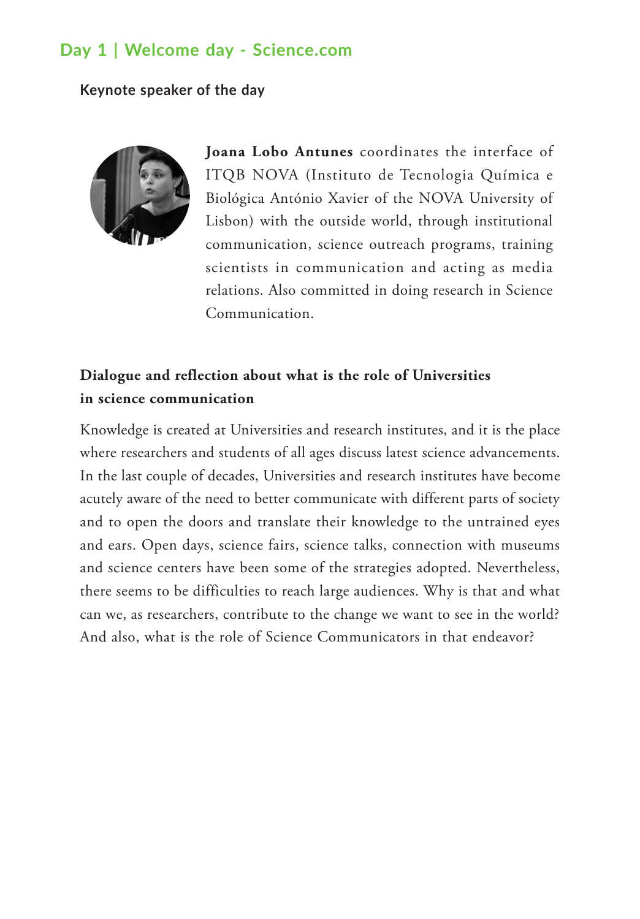## Day 1 | Welcome day - Science.com

### Keynote speaker of the day

**Joana Lobo Antunes** coordinates the interface of ITQB NOVA (Instituto de Tecnologia Química e Biológica António Xavier of the NOVA University of Lisbon) with the outside world, through institutional communication, science outreach programs, training scientists in communication and acting as media relations. Also committed in doing research in Science Communication.

### Dialogue and reflection about what is the role of Universities in science communication

Knowledge is created at Universities and research institutes, and it is the place where researchers and students of all ages discuss latest science advancements. In the last couple of decades, Universities and research institutes have become acutely aware of the need to better communicate with different parts of society and to open the doors and translate their knowledge to the untrained eyes and ears. Open days, science fairs, science talks, connection with museums and science centers have been some of the strategies adopted. Nevertheless, there seems to be difficulties to reach large audiences. Why is that and what can we, as researchers, contribute to the change we want to see in the world? And also, what is the role of Science Communicators in that endeavor?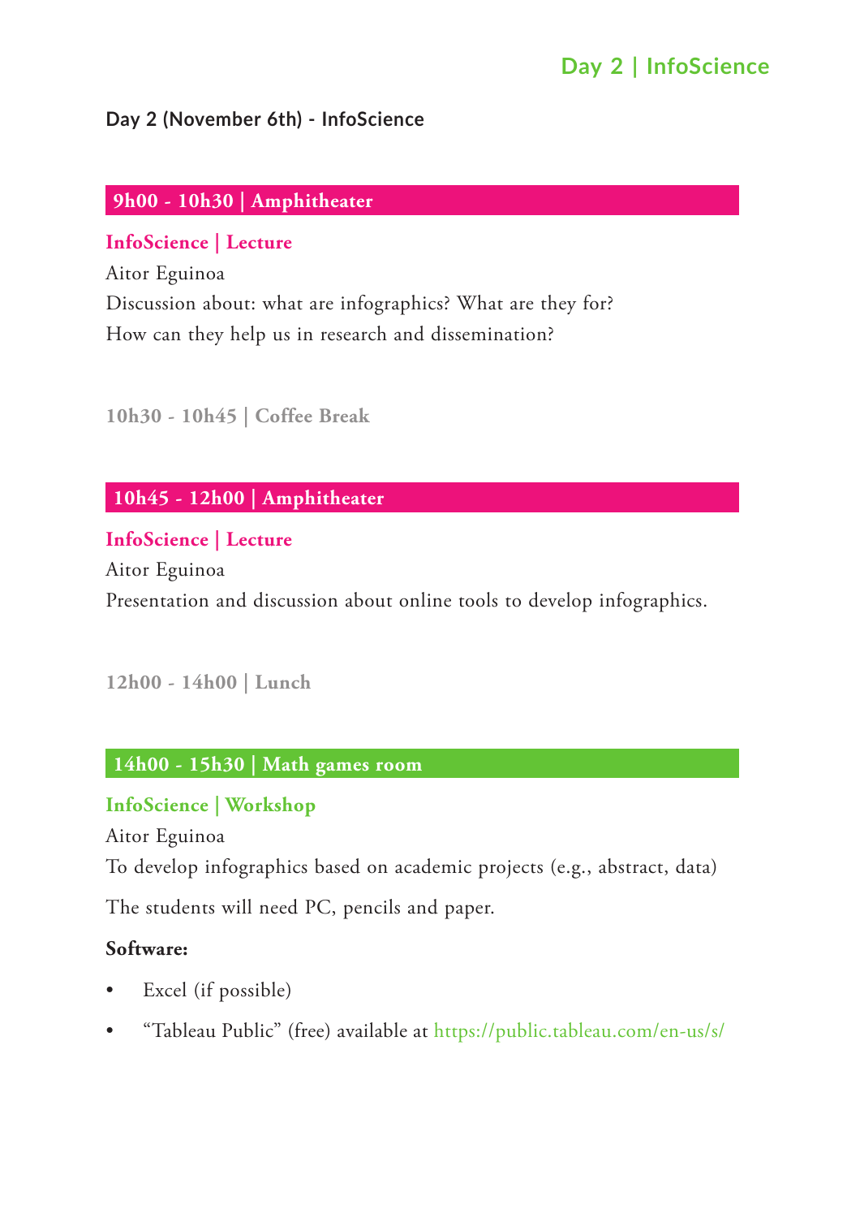**Day 2 (November 6th) - InfoScience**

## 9h00 - 10h30 | Amphitheater

### InfoScience | Lecture

Aitor Eguinoa

Discussion about: what are infographics? What are they for? How can they help us in research and dissemination?

**10h30 - 10h45 | Coffee Break**

## 10h45 - 12h00 | Amphitheater

### InfoScience | Lecture

Aitor Eguinoa

Presentation and discussion about online tools to develop infographics.

**12h00 - 14h00 | Lunch**

## 14h00 - 15h30 | Math games room

### InfoScience | Workshop

Aitor Eguinoa

To develop infographics based on academic projects (e.g., abstract, data)

The students will need PC, pencils and paper.

**Software:**

- Excel (if possible)
- “Tableau Public” (free) available at https://public.tableau.com/en-us/s/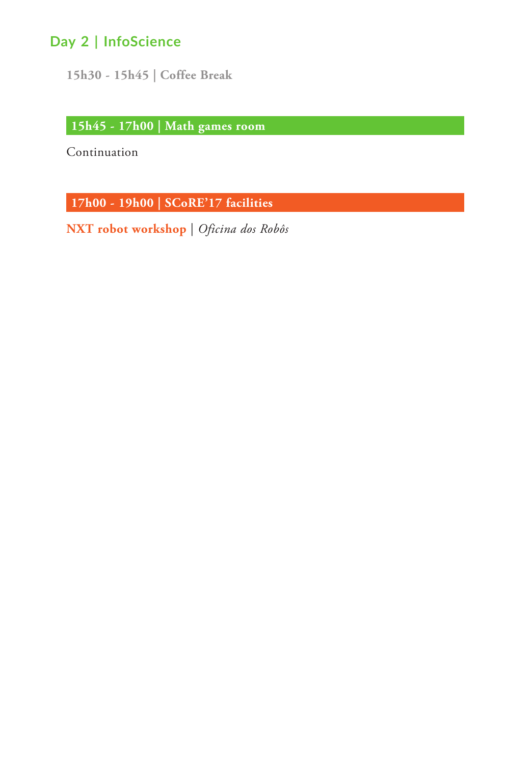## Day 2 | InfoScience

**15h30 - 15h45 | Coffee Break**

### 15h45 - 17h00 | Math games room

Continuation

### 17h00 - 19h00 | SCoRE'17 facilities

**NXT robot workshop** | *Oficina dos Robôs*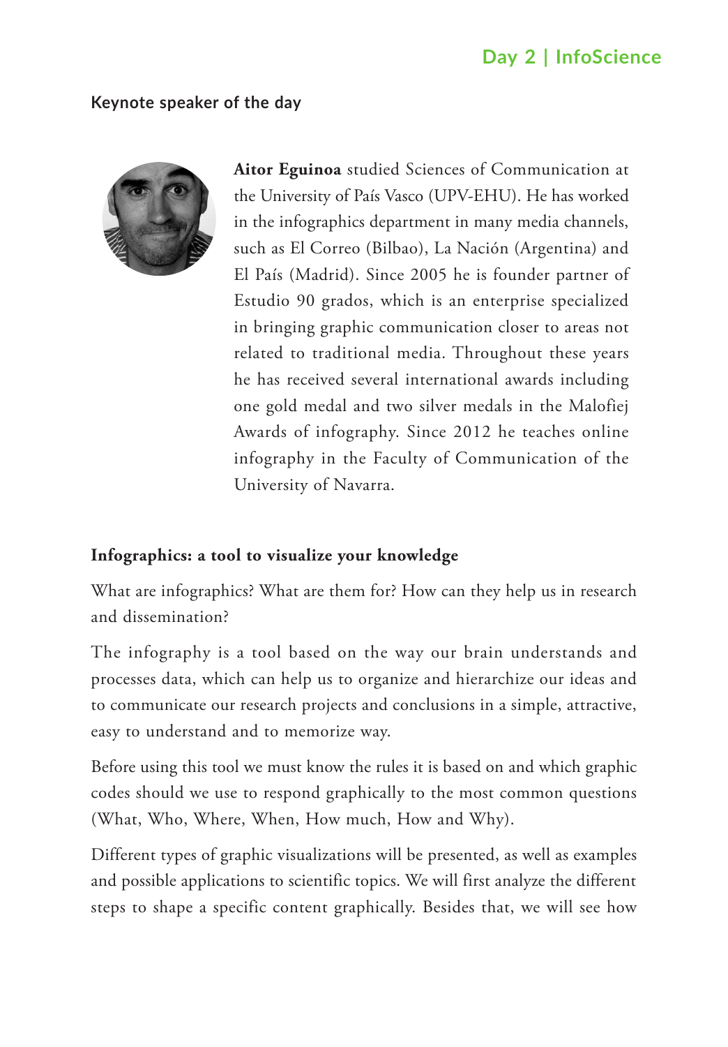Day 2 | InfoScience

## Keynote speaker of the day

**Aitor Eguinoa** studied Sciences of Communication at the University of País Vasco (UPV-EHU). He has worked in the infographics department in many media channels, such as El Correo (Bilbao), La Nación (Argentina) and El País (Madrid). Since 2005 he is founder partner of Estudio 90 grados, which is an enterprise specialized in bringing graphic communication closer to areas not related to traditional media. Throughout these years he has received several international awards including one gold medal and two silver medals in the Malofiej Awards of infography. Since 2012 he teaches online infography in the Faculty of Communication of the University of Navarra.

### Infographics: a tool to visualize your knowledge

What are infographics? What are them for? How can they help us in research and dissemination?

The infography is a tool based on the way our brain understands and processes data, which can help us to organize and hierarchize our ideas and to communicate our research projects and conclusions in a simple, attractive, easy to understand and to memorize way.

Before using this tool we must know the rules it is based on and which graphic codes should we use to respond graphically to the most common questions (What, Who, Where, When, How much, How and Why).

Different types of graphic visualizations will be presented, as well as examples and possible applications to scientific topics. We will first analyze the different steps to shape a specific content graphically. Besides that, we will see how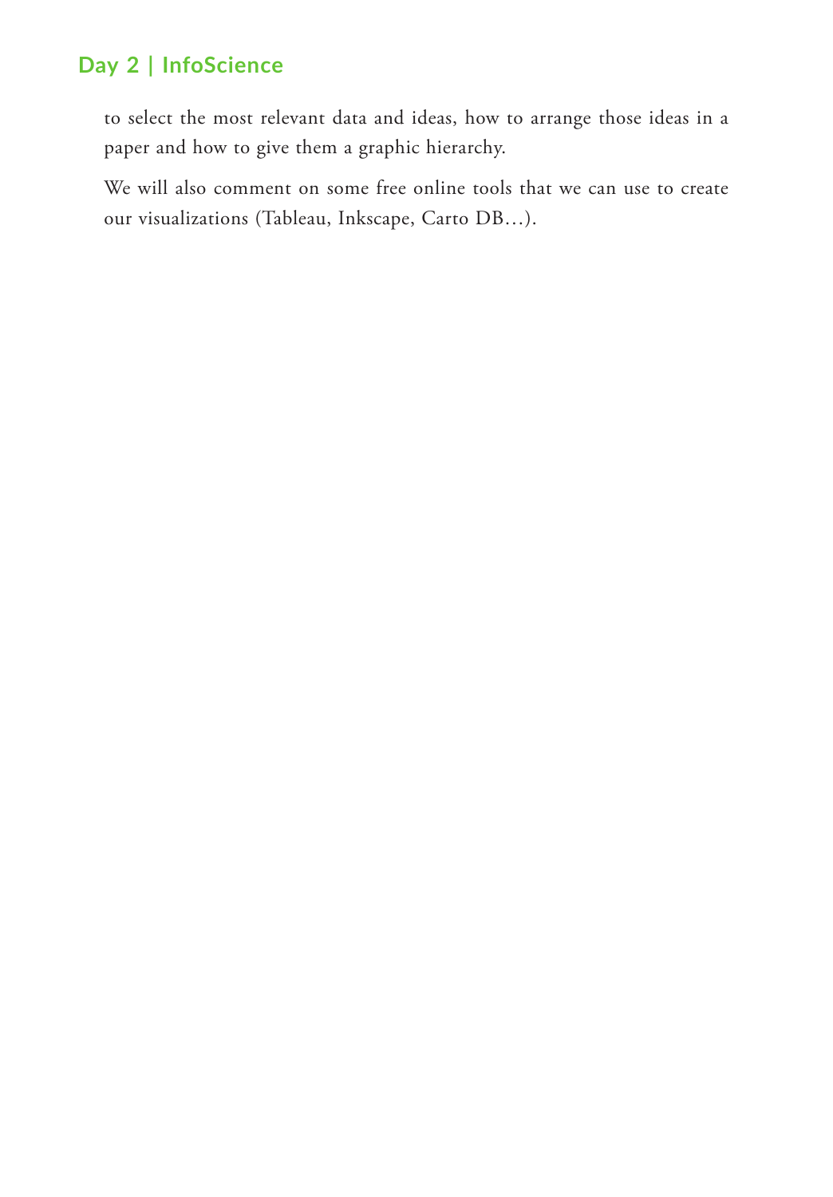to select the most relevant data and ideas, how to arrange those ideas in a paper and how to give them a graphic hierarchy.

We will also comment on some free online tools that we can use to create our visualizations (Tableau, Inkscape, Carto DB…).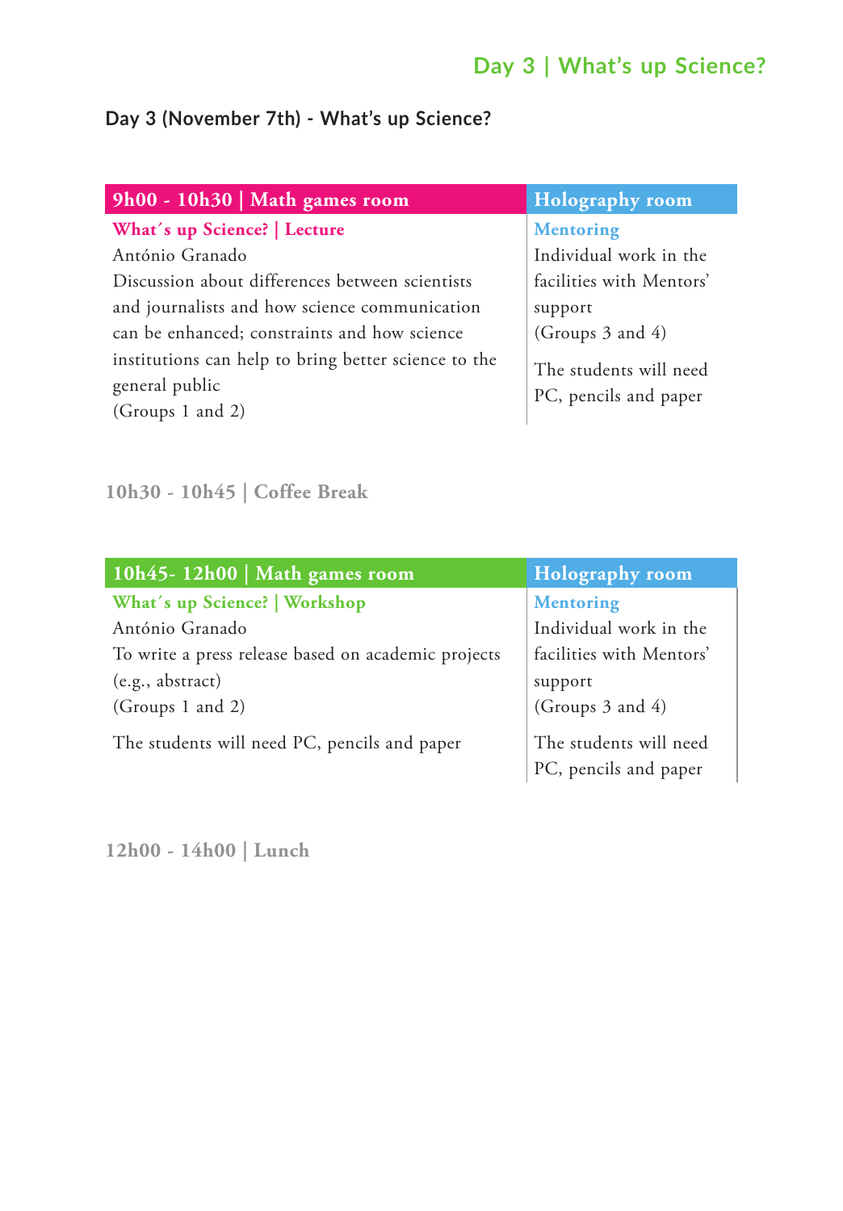## Day 3 (November 7th) - What's up Science?

| 9h00 - 10h30 \| Math games room | Holography room |
| --- | --- |
| **What´s up Science? \| Lecture**<br>António Granado<br>Discussion about differences between scientists and journalists and how science communication can be enhanced; constraints and how science institutions can help to bring better science to the general public<br>(Groups 1 and 2) | **Mentoring**<br>Individual work in the facilities with Mentors' support<br>(Groups 3 and 4)<br><br>The students will need PC, pencils and paper |

**10h30 - 10h45 | Coffee Break**

| 10h45- 12h00 \| Math games room | Holography room |
| --- | --- |
| **What´s up Science? \| Workshop**<br>António Granado<br>To write a press release based on academic projects (e.g., abstract)<br>(Groups 1 and 2)<br><br>The students will need PC, pencils and paper | **Mentoring**<br>Individual work in the facilities with Mentors' support<br>(Groups 3 and 4)<br><br>The students will need PC, pencils and paper |

**12h00 - 14h00 | Lunch**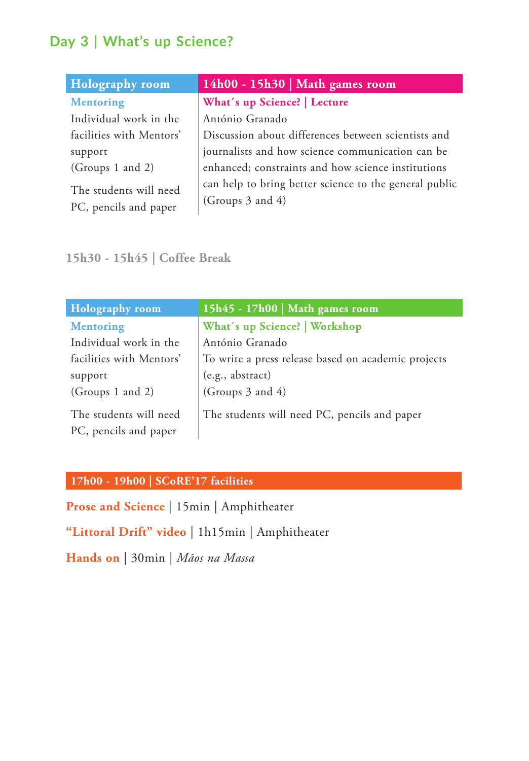## Day 3 | What's up Science?

| Holography room | 14h00 - 15h30 \| Math games room |
|---|---|
| **Mentoring**<br>Individual work in the facilities with Mentors' support<br>(Groups 1 and 2)<br>The students will need PC, pencils and paper | **What´s up Science? \| Lecture**<br>António Granado<br>Discussion about differences between scientists and journalists and how science communication can be enhanced; constraints and how science institutions can help to bring better science to the general public<br>(Groups 3 and 4) |

**15h30 - 15h45 | Coffee Break**

| Holography room | 15h45 - 17h00 \| Math games room |
|---|---|
| **Mentoring**<br>Individual work in the facilities with Mentors' support<br>(Groups 1 and 2)<br>The students will need PC, pencils and paper | **What´s up Science? \| Workshop**<br>António Granado<br>To write a press release based on academic projects (e.g., abstract)<br>(Groups 3 and 4)<br>The students will need PC, pencils and paper |

**17h00 - 19h00 | SCoRE'17 facilities**

**Prose and Science** | 15min | Amphitheater

**"Littoral Drift" video** | 1h15min | Amphitheater

**Hands on** | 30min | *Mãos na Massa*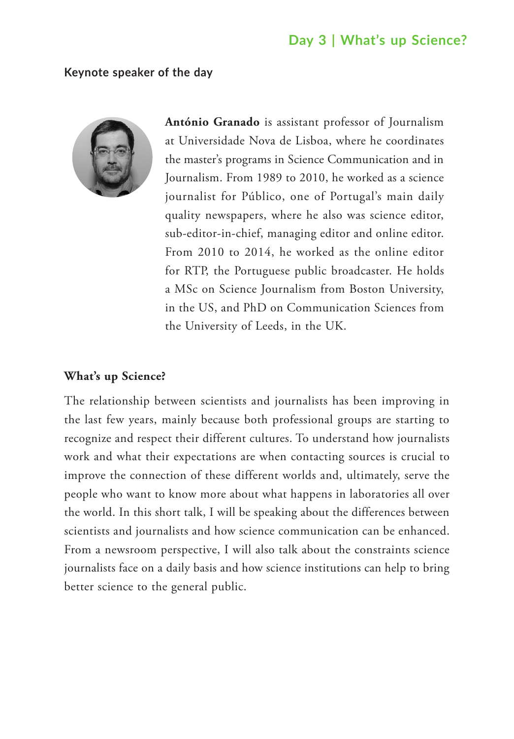## Day 3 | What's up Science?

### Keynote speaker of the day

**António Granado** is assistant professor of Journalism at Universidade Nova de Lisboa, where he coordinates the master's programs in Science Communication and in Journalism. From 1989 to 2010, he worked as a science journalist for Público, one of Portugal's main daily quality newspapers, where he also was science editor, sub-editor-in-chief, managing editor and online editor. From 2010 to 2014, he worked as the online editor for RTP, the Portuguese public broadcaster. He holds a MSc on Science Journalism from Boston University, in the US, and PhD on Communication Sciences from the University of Leeds, in the UK.

### What's up Science?

The relationship between scientists and journalists has been improving in the last few years, mainly because both professional groups are starting to recognize and respect their different cultures. To understand how journalists work and what their expectations are when contacting sources is crucial to improve the connection of these different worlds and, ultimately, serve the people who want to know more about what happens in laboratories all over the world. In this short talk, I will be speaking about the differences between scientists and journalists and how science communication can be enhanced. From a newsroom perspective, I will also talk about the constraints science journalists face on a daily basis and how science institutions can help to bring better science to the general public.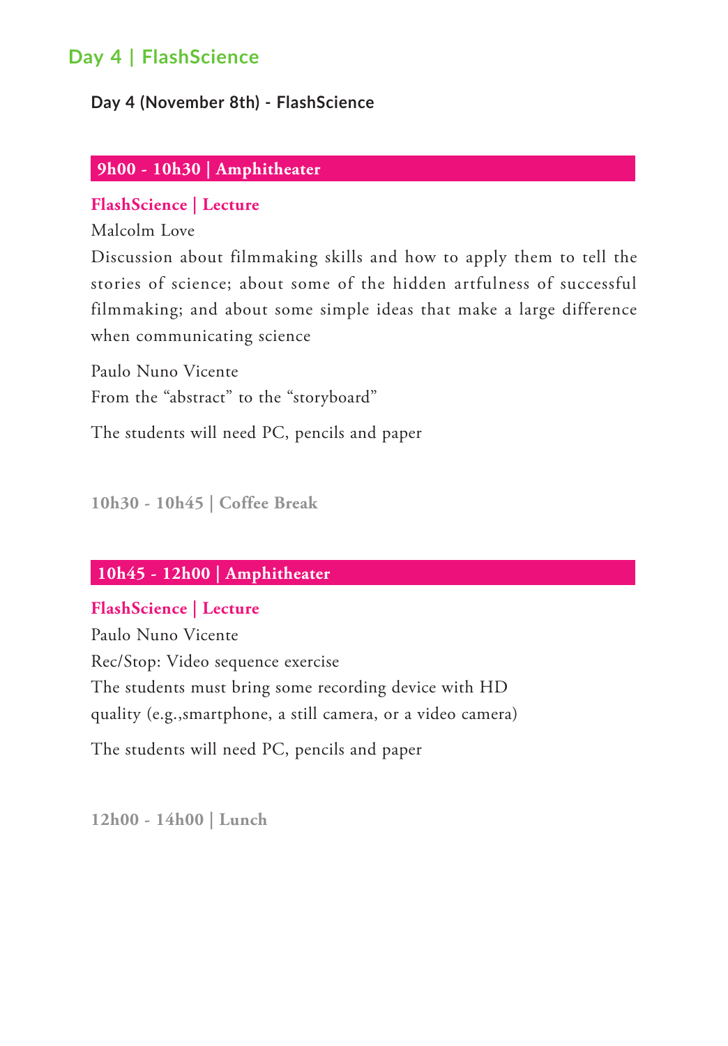## Day 4 | FlashScience

**Day 4 (November 8th) - FlashScience**

### 9h00 - 10h30 | Amphitheater

**FlashScience | Lecture**

Malcolm Love

Discussion about filmmaking skills and how to apply them to tell the stories of science; about some of the hidden artfulness of successful filmmaking; and about some simple ideas that make a large difference when communicating science

Paulo Nuno Vicente

From the "abstract" to the "storyboard"

The students will need PC, pencils and paper

**10h30 - 10h45 | Coffee Break**

### 10h45 - 12h00 | Amphitheater

**FlashScience | Lecture**

Paulo Nuno Vicente

Rec/Stop: Video sequence exercise

The students must bring some recording device with HD quality (e.g.,smartphone, a still camera, or a video camera)

The students will need PC, pencils and paper

**12h00 - 14h00 | Lunch**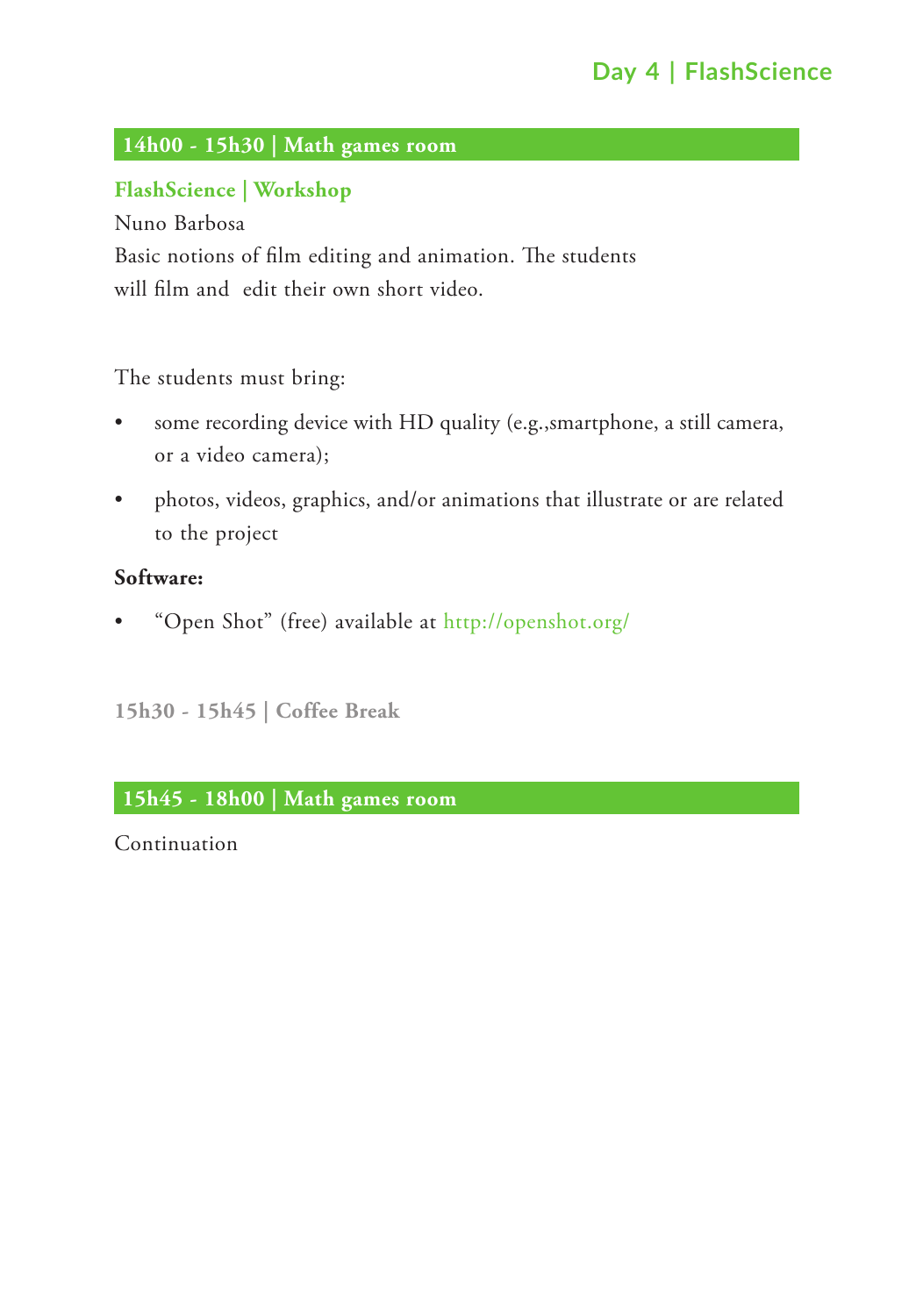# Day 4 | FlashScience

## 14h00 - 15h30 | Math games room

### FlashScience | Workshop

Nuno Barbosa

Basic notions of film editing and animation. The students will film and edit their own short video.

The students must bring:

- some recording device with HD quality (e.g.,smartphone, a still camera, or a video camera);
- photos, videos, graphics, and/or animations that illustrate or are related to the project

**Software:**

- "Open Shot" (free) available at http://openshot.org/

**15h30 - 15h45 | Coffee Break**

## 15h45 - 18h00 | Math games room

Continuation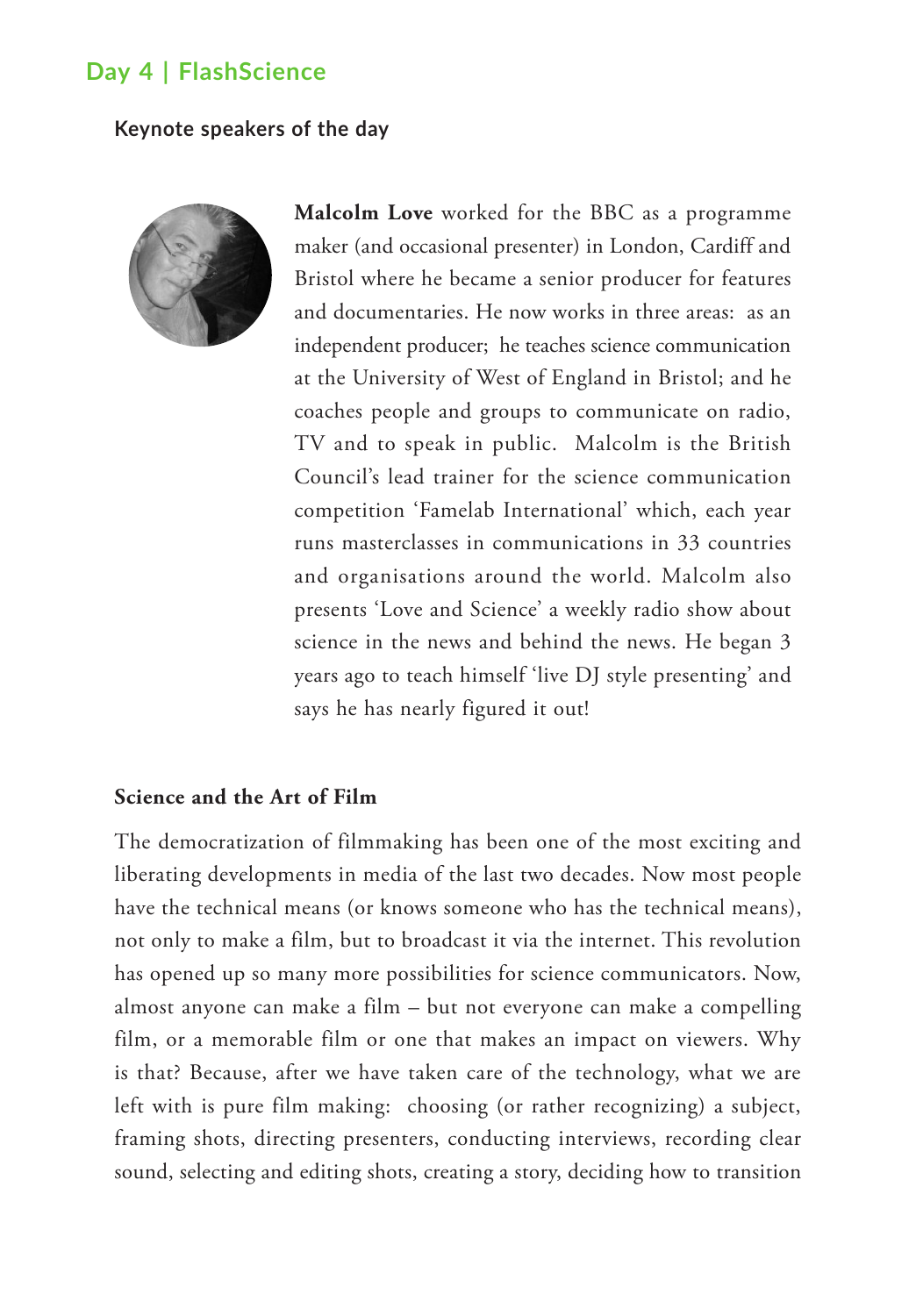## Day 4 | FlashScience

### Keynote speakers of the day

**Malcolm Love** worked for the BBC as a programme maker (and occasional presenter) in London, Cardiff and Bristol where he became a senior producer for features and documentaries. He now works in three areas: as an independent producer; he teaches science communication at the University of West of England in Bristol; and he coaches people and groups to communicate on radio, TV and to speak in public. Malcolm is the British Council's lead trainer for the science communication competition 'Famelab International' which, each year runs masterclasses in communications in 33 countries and organisations around the world. Malcolm also presents 'Love and Science' a weekly radio show about science in the news and behind the news. He began 3 years ago to teach himself 'live DJ style presenting' and says he has nearly figured it out!

### Science and the Art of Film

The democratization of filmmaking has been one of the most exciting and liberating developments in media of the last two decades. Now most people have the technical means (or knows someone who has the technical means), not only to make a film, but to broadcast it via the internet. This revolution has opened up so many more possibilities for science communicators. Now, almost anyone can make a film – but not everyone can make a compelling film, or a memorable film or one that makes an impact on viewers. Why is that? Because, after we have taken care of the technology, what we are left with is pure film making: choosing (or rather recognizing) a subject, framing shots, directing presenters, conducting interviews, recording clear sound, selecting and editing shots, creating a story, deciding how to transition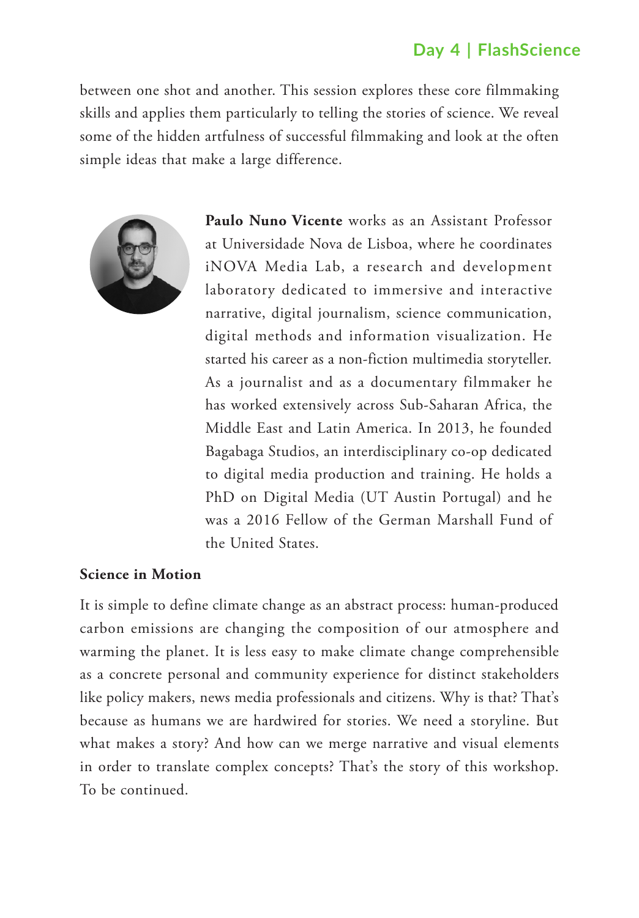between one shot and another. This session explores these core filmmaking skills and applies them particularly to telling the stories of science. We reveal some of the hidden artfulness of successful filmmaking and look at the often simple ideas that make a large difference.

**Paulo Nuno Vicente** works as an Assistant Professor at Universidade Nova de Lisboa, where he coordinates iNOVA Media Lab, a research and development laboratory dedicated to immersive and interactive narrative, digital journalism, science communication, digital methods and information visualization. He started his career as a non-fiction multimedia storyteller. As a journalist and as a documentary filmmaker he has worked extensively across Sub-Saharan Africa, the Middle East and Latin America. In 2013, he founded Bagabaga Studios, an interdisciplinary co-op dedicated to digital media production and training. He holds a PhD on Digital Media (UT Austin Portugal) and he was a 2016 Fellow of the German Marshall Fund of the United States.

**Science in Motion**

It is simple to define climate change as an abstract process: human-produced carbon emissions are changing the composition of our atmosphere and warming the planet. It is less easy to make climate change comprehensible as a concrete personal and community experience for distinct stakeholders like policy makers, news media professionals and citizens. Why is that? That's because as humans we are hardwired for stories. We need a storyline. But what makes a story? And how can we merge narrative and visual elements in order to translate complex concepts? That's the story of this workshop. To be continued.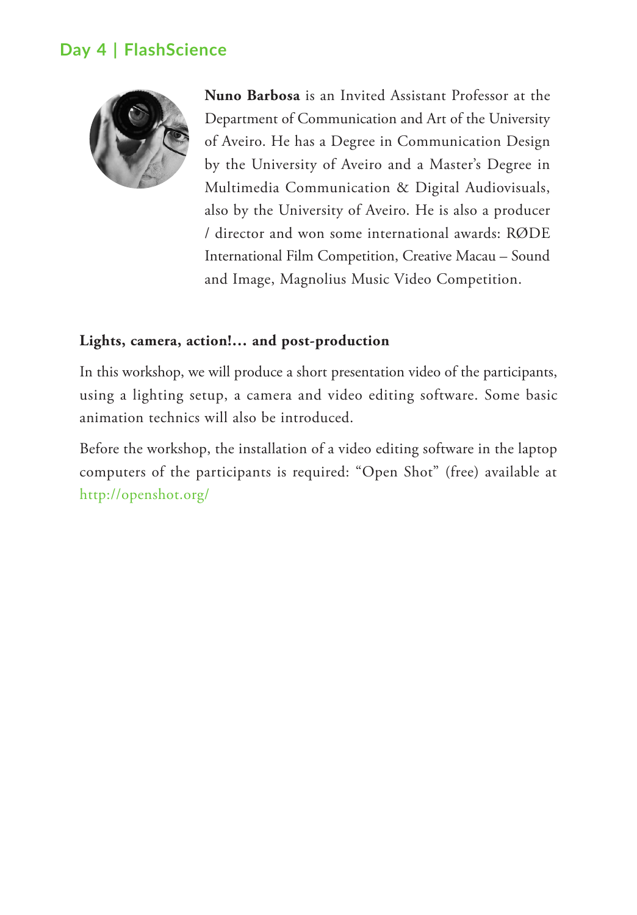## Day 4 | FlashScience

**Nuno Barbosa** is an Invited Assistant Professor at the Department of Communication and Art of the University of Aveiro. He has a Degree in Communication Design by the University of Aveiro and a Master's Degree in Multimedia Communication & Digital Audiovisuals, also by the University of Aveiro. He is also a producer / director and won some international awards: RØDE International Film Competition, Creative Macau – Sound and Image, Magnolius Music Video Competition.

**Lights, camera, action!… and post-production**

In this workshop, we will produce a short presentation video of the participants, using a lighting setup, a camera and video editing software. Some basic animation technics will also be introduced.

Before the workshop, the installation of a video editing software in the laptop computers of the participants is required: "Open Shot" (free) available at http://openshot.org/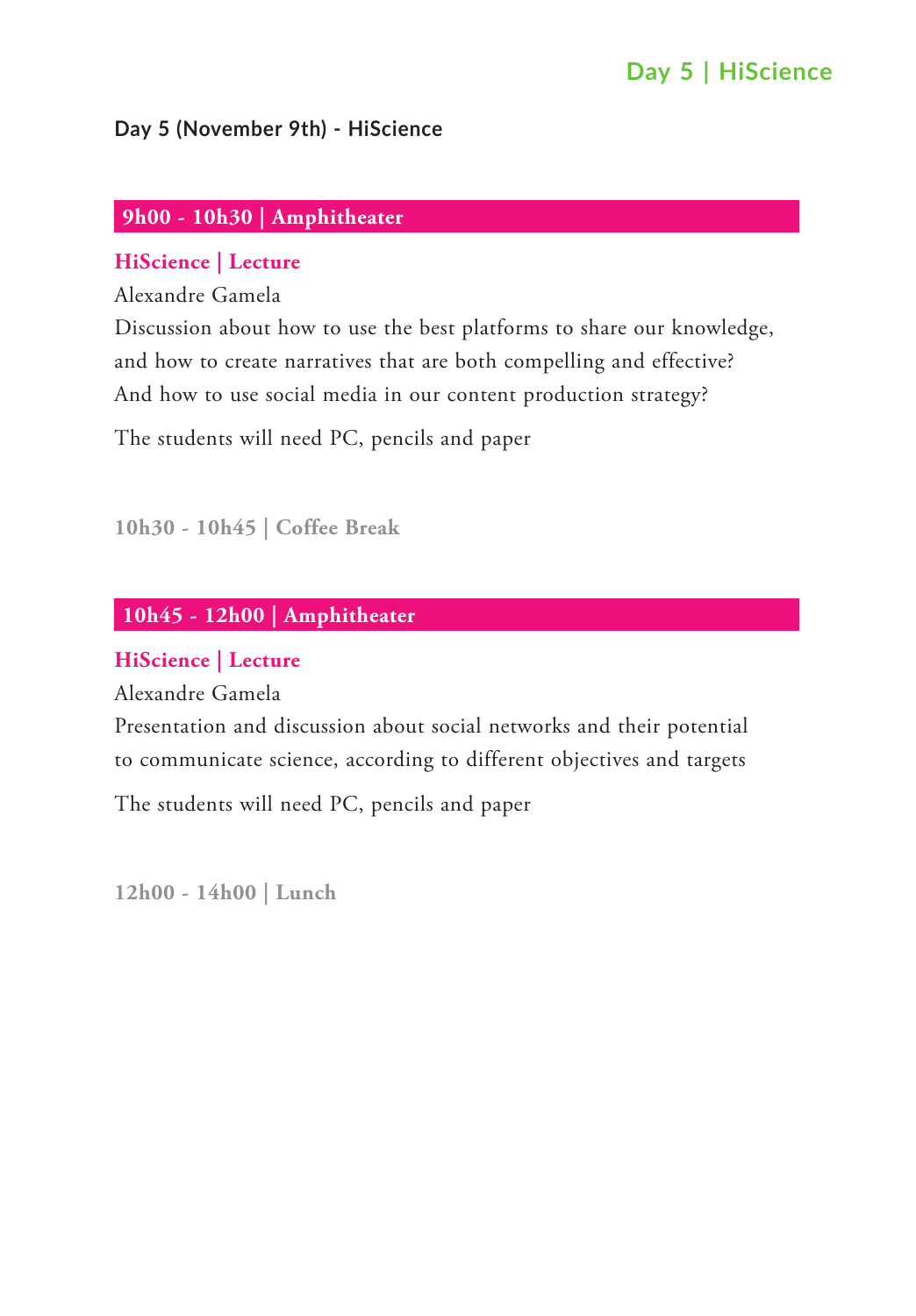## Day 5 (November 9th) - HiScience

### 9h00 - 10h30 | Amphitheater

**HiScience | Lecture**

Alexandre Gamela

Discussion about how to use the best platforms to share our knowledge, and how to create narratives that are both compelling and effective? And how to use social media in our content production strategy?

The students will need PC, pencils and paper

**10h30 - 10h45 | Coffee Break**

### 10h45 - 12h00 | Amphitheater

**HiScience | Lecture**

Alexandre Gamela

Presentation and discussion about social networks and their potential to communicate science, according to different objectives and targets

The students will need PC, pencils and paper

**12h00 - 14h00 | Lunch**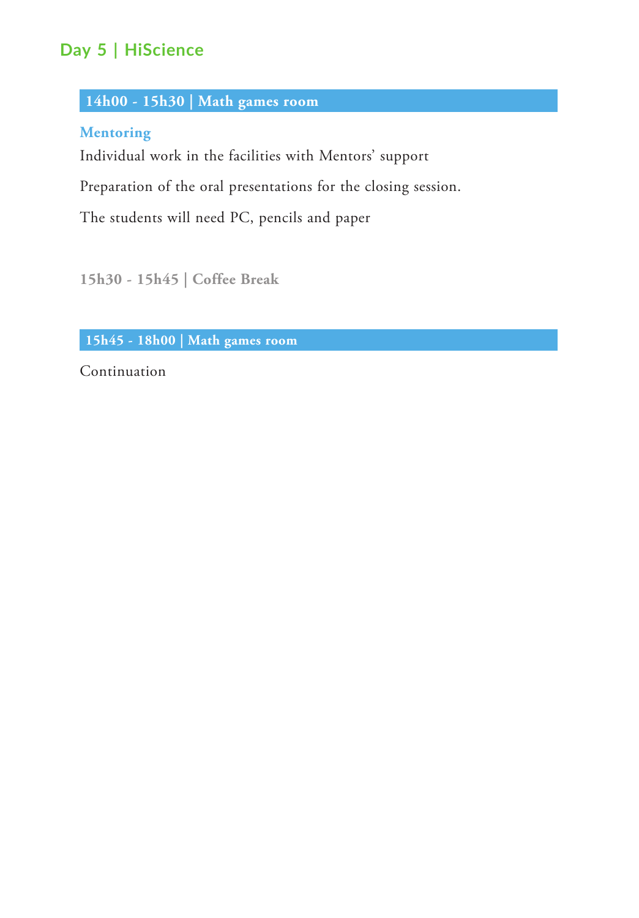## Day 5 | HiScience

### 14h00 - 15h30 | Math games room

**Mentoring**

Individual work in the facilities with Mentors' support

Preparation of the oral presentations for the closing session.

The students will need PC, pencils and paper

**15h30 - 15h45 | Coffee Break**

### 15h45 - 18h00 | Math games room

Continuation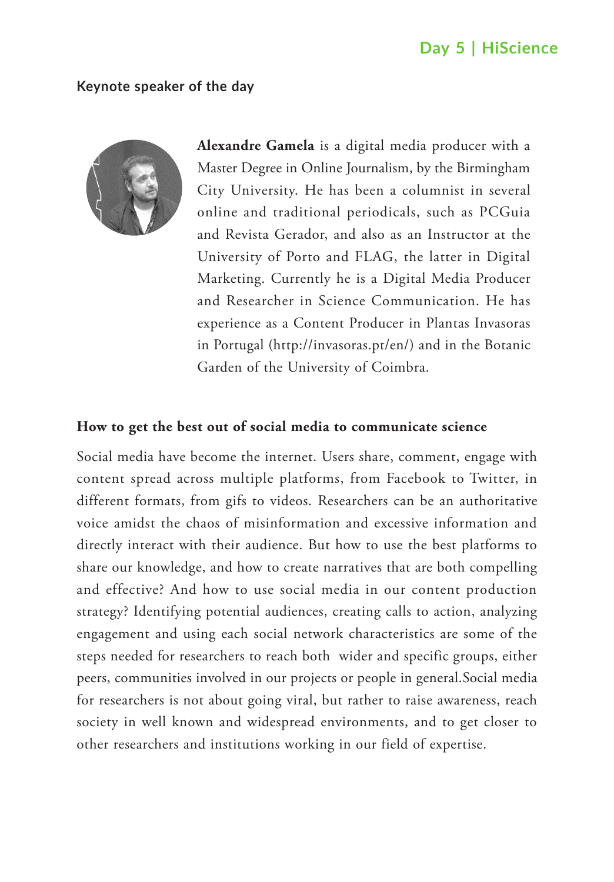Day 5 | HiScience

### Keynote speaker of the day

**Alexandre Gamela** is a digital media producer with a Master Degree in Online Journalism, by the Birmingham City University. He has been a columnist in several online and traditional periodicals, such as PCGuia and Revista Gerador, and also as an Instructor at the University of Porto and FLAG, the latter in Digital Marketing. Currently he is a Digital Media Producer and Researcher in Science Communication. He has experience as a Content Producer in Plantas Invasoras in Portugal (http://invasoras.pt/en/) and in the Botanic Garden of the University of Coimbra.

### How to get the best out of social media to communicate science

Social media have become the internet. Users share, comment, engage with content spread across multiple platforms, from Facebook to Twitter, in different formats, from gifs to videos. Researchers can be an authoritative voice amidst the chaos of misinformation and excessive information and directly interact with their audience. But how to use the best platforms to share our knowledge, and how to create narratives that are both compelling and effective? And how to use social media in our content production strategy? Identifying potential audiences, creating calls to action, analyzing engagement and using each social network characteristics are some of the steps needed for researchers to reach both wider and specific groups, either peers, communities involved in our projects or people in general.Social media for researchers is not about going viral, but rather to raise awareness, reach society in well known and widespread environments, and to get closer to other researchers and institutions working in our field of expertise.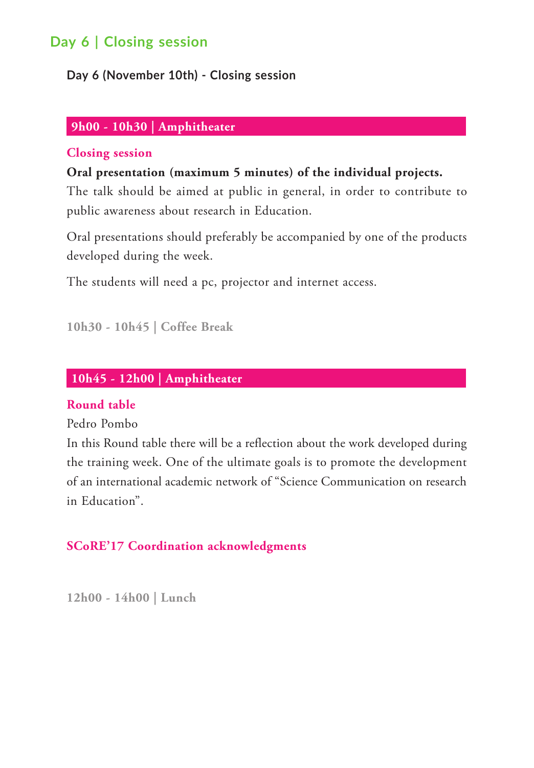# Day 6 | Closing session

**Day 6 (November 10th) - Closing session**

### 9h00 - 10h30 | Amphitheater

**Closing session**

**Oral presentation (maximum 5 minutes) of the individual projects.**

The talk should be aimed at public in general, in order to contribute to public awareness about research in Education.

Oral presentations should preferably be accompanied by one of the products developed during the week.

The students will need a pc, projector and internet access.

**10h30 - 10h45 | Coffee Break**

### 10h45 - 12h00 | Amphitheater

**Round table**

Pedro Pombo

In this Round table there will be a reflection about the work developed during the training week. One of the ultimate goals is to promote the development of an international academic network of "Science Communication on research in Education".

**SCoRE'17 Coordination acknowledgments**

**12h00 - 14h00 | Lunch**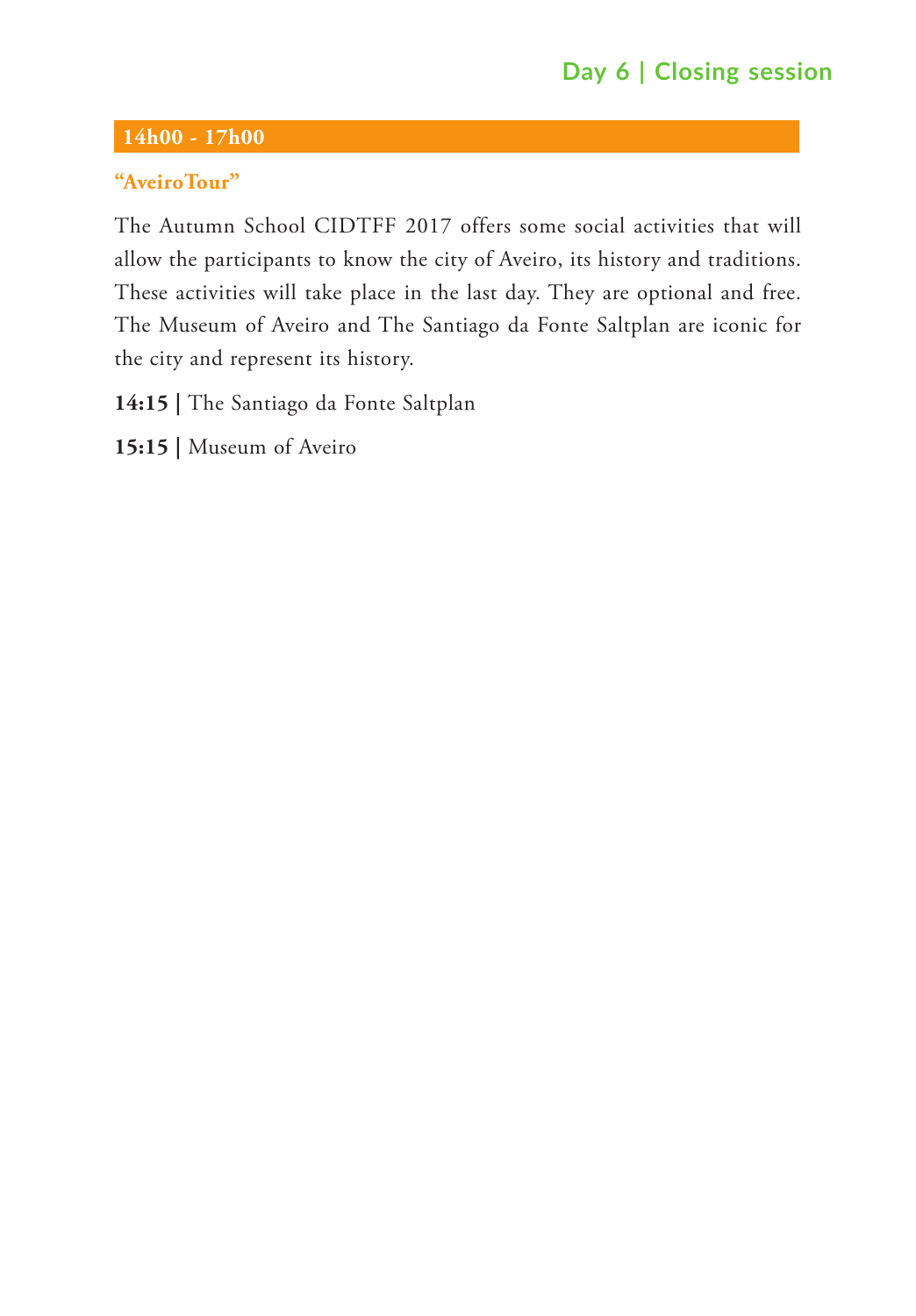## Day 6 | Closing session

**14h00 - 17h00**

**"AveiroTour"**

The Autumn School CIDTFF 2017 offers some social activities that will allow the participants to know the city of Aveiro, its history and traditions. These activities will take place in the last day. They are optional and free. The Museum of Aveiro and The Santiago da Fonte Saltplan are iconic for the city and represent its history.

**14:15 |** The Santiago da Fonte Saltplan

**15:15 |** Museum of Aveiro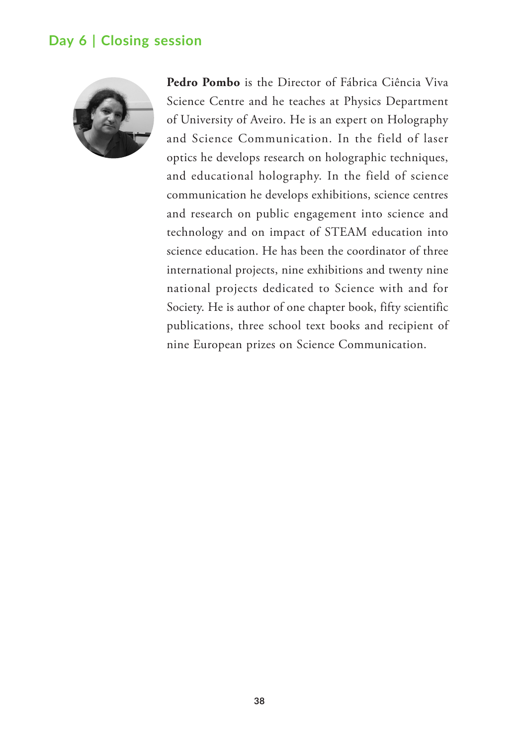## Day 6 | Closing session

**Pedro Pombo** is the Director of Fábrica Ciência Viva Science Centre and he teaches at Physics Department of University of Aveiro. He is an expert on Holography and Science Communication. In the field of laser optics he develops research on holographic techniques, and educational holography. In the field of science communication he develops exhibitions, science centres and research on public engagement into science and technology and on impact of STEAM education into science education. He has been the coordinator of three international projects, nine exhibitions and twenty nine national projects dedicated to Science with and for Society. He is author of one chapter book, fifty scientific publications, three school text books and recipient of nine European prizes on Science Communication.